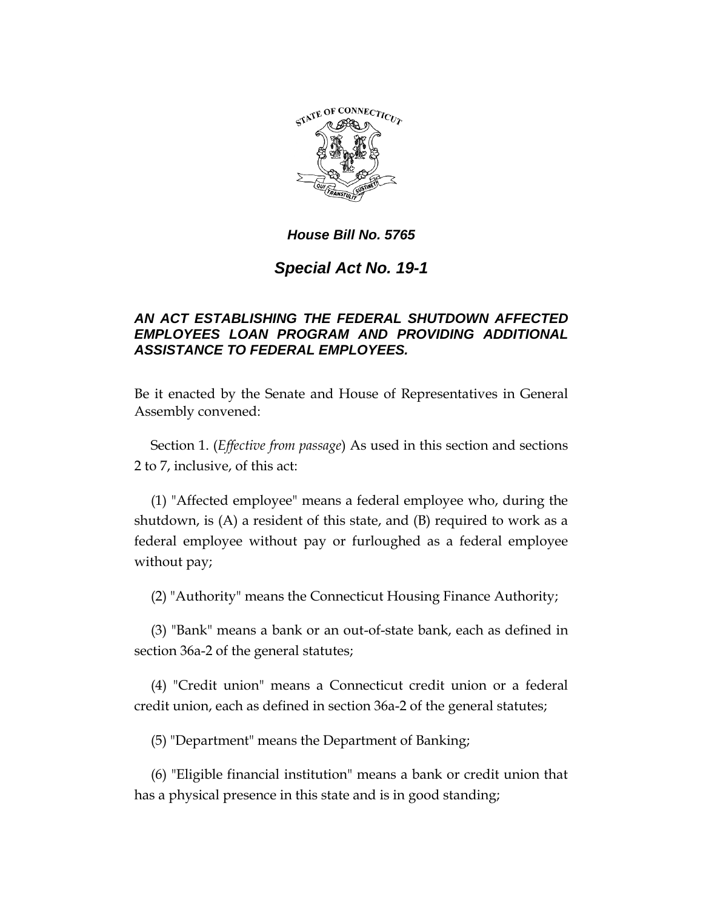***House Bill No. 5765***

## *Special Act No. 19-1*

### *AN ACT ESTABLISHING THE FEDERAL SHUTDOWN AFFECTED EMPLOYEES LOAN PROGRAM AND PROVIDING ADDITIONAL ASSISTANCE TO FEDERAL EMPLOYEES.*

Be it enacted by the Senate and House of Representatives in General Assembly convened:

Section 1. (*Effective from passage*) As used in this section and sections 2 to 7, inclusive, of this act:

(1) "Affected employee" means a federal employee who, during the shutdown, is (A) a resident of this state, and (B) required to work as a federal employee without pay or furloughed as a federal employee without pay;

(2) "Authority" means the Connecticut Housing Finance Authority;

(3) "Bank" means a bank or an out-of-state bank, each as defined in section 36a-2 of the general statutes;

(4) "Credit union" means a Connecticut credit union or a federal credit union, each as defined in section 36a-2 of the general statutes;

(5) "Department" means the Department of Banking;

(6) "Eligible financial institution" means a bank or credit union that has a physical presence in this state and is in good standing;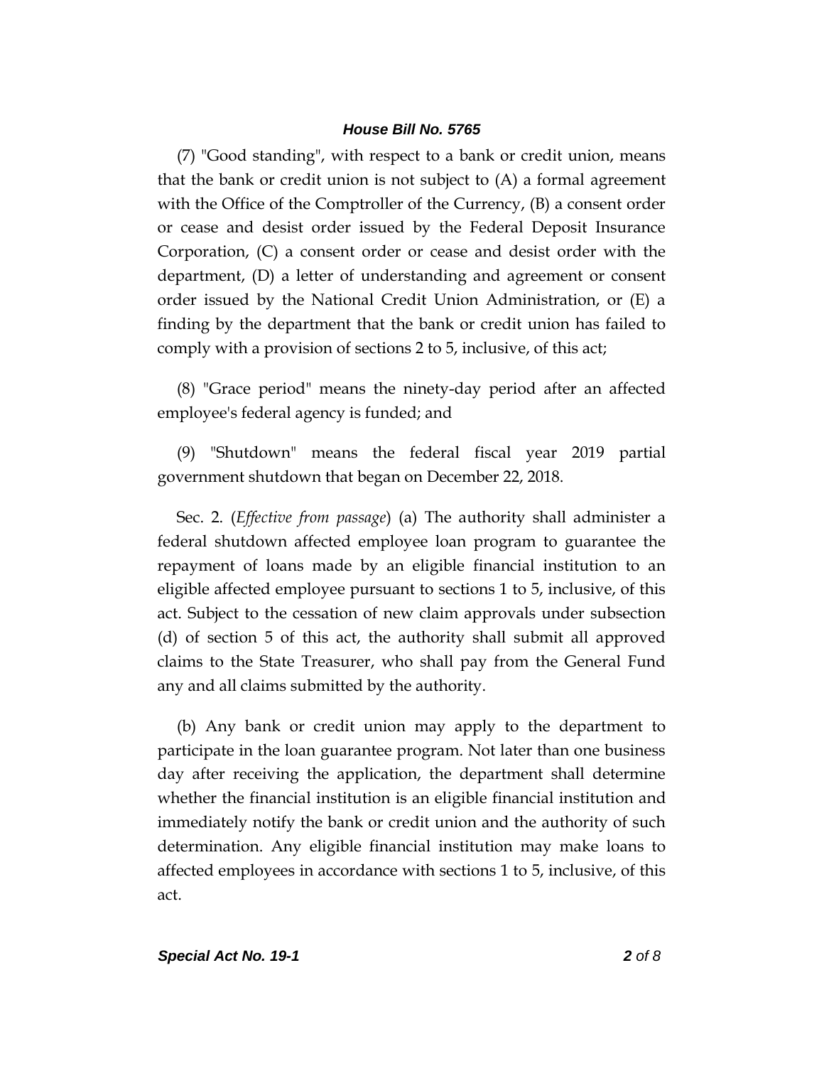(7) "Good standing", with respect to a bank or credit union, means that the bank or credit union is not subject to (A) a formal agreement with the Office of the Comptroller of the Currency, (B) a consent order or cease and desist order issued by the Federal Deposit Insurance Corporation, (C) a consent order or cease and desist order with the department, (D) a letter of understanding and agreement or consent order issued by the National Credit Union Administration, or (E) a finding by the department that the bank or credit union has failed to comply with a provision of sections 2 to 5, inclusive, of this act;

(8) "Grace period" means the ninety-day period after an affected employee's federal agency is funded; and

(9) "Shutdown" means the federal fiscal year 2019 partial government shutdown that began on December 22, 2018.

Sec. 2. (*Effective from passage*) (a) The authority shall administer a federal shutdown affected employee loan program to guarantee the repayment of loans made by an eligible financial institution to an eligible affected employee pursuant to sections 1 to 5, inclusive, of this act. Subject to the cessation of new claim approvals under subsection (d) of section 5 of this act, the authority shall submit all approved claims to the State Treasurer, who shall pay from the General Fund any and all claims submitted by the authority.

(b) Any bank or credit union may apply to the department to participate in the loan guarantee program. Not later than one business day after receiving the application, the department shall determine whether the financial institution is an eligible financial institution and immediately notify the bank or credit union and the authority of such determination. Any eligible financial institution may make loans to affected employees in accordance with sections 1 to 5, inclusive, of this act.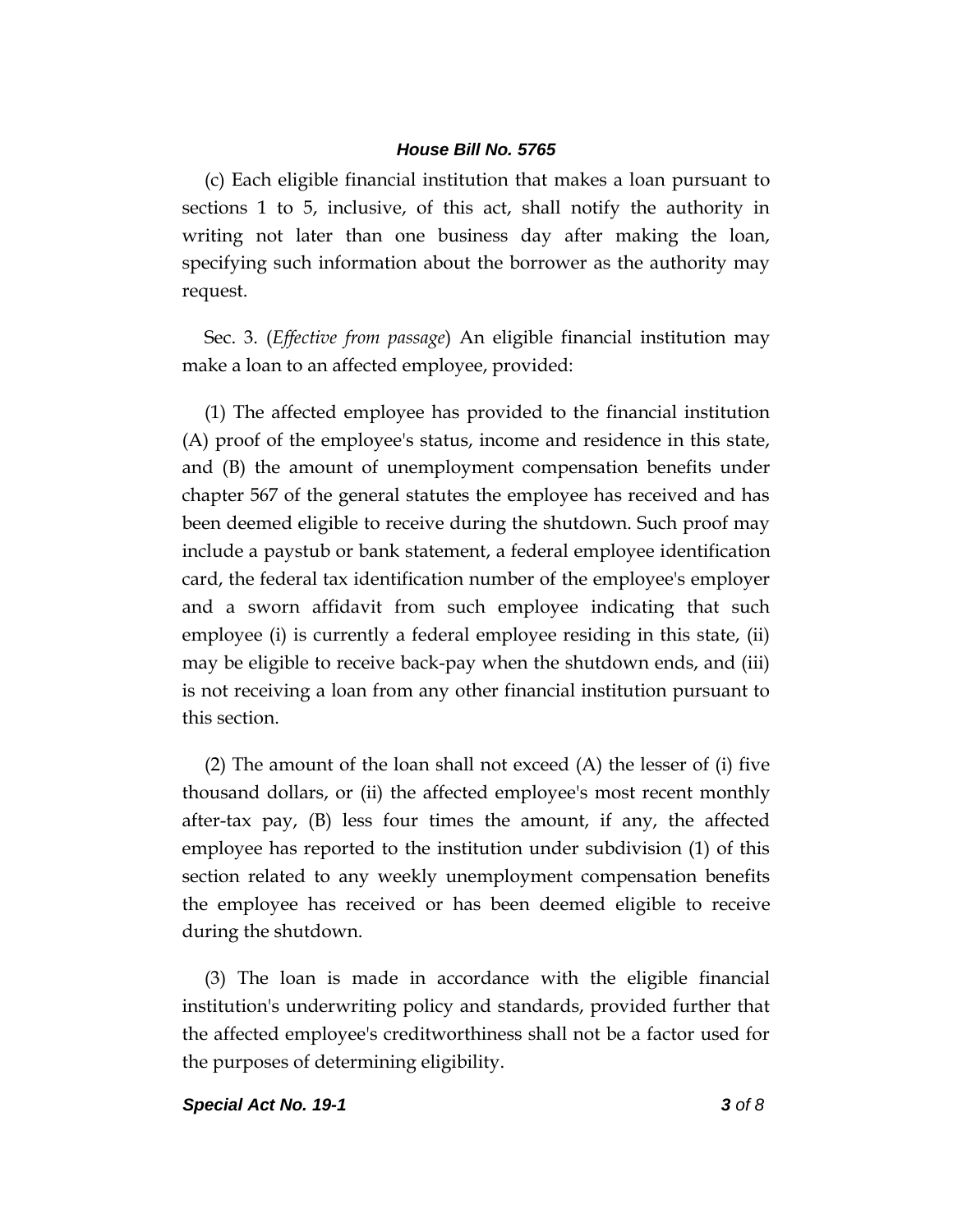(c) Each eligible financial institution that makes a loan pursuant to sections 1 to 5, inclusive, of this act, shall notify the authority in writing not later than one business day after making the loan, specifying such information about the borrower as the authority may request.

Sec. 3. (*Effective from passage*) An eligible financial institution may make a loan to an affected employee, provided:

(1) The affected employee has provided to the financial institution (A) proof of the employee's status, income and residence in this state, and (B) the amount of unemployment compensation benefits under chapter 567 of the general statutes the employee has received and has been deemed eligible to receive during the shutdown. Such proof may include a paystub or bank statement, a federal employee identification card, the federal tax identification number of the employee's employer and a sworn affidavit from such employee indicating that such employee (i) is currently a federal employee residing in this state, (ii) may be eligible to receive back-pay when the shutdown ends, and (iii) is not receiving a loan from any other financial institution pursuant to this section.

(2) The amount of the loan shall not exceed (A) the lesser of (i) five thousand dollars, or (ii) the affected employee's most recent monthly after-tax pay, (B) less four times the amount, if any, the affected employee has reported to the institution under subdivision (1) of this section related to any weekly unemployment compensation benefits the employee has received or has been deemed eligible to receive during the shutdown.

(3) The loan is made in accordance with the eligible financial institution's underwriting policy and standards, provided further that the affected employee's creditworthiness shall not be a factor used for the purposes of determining eligibility.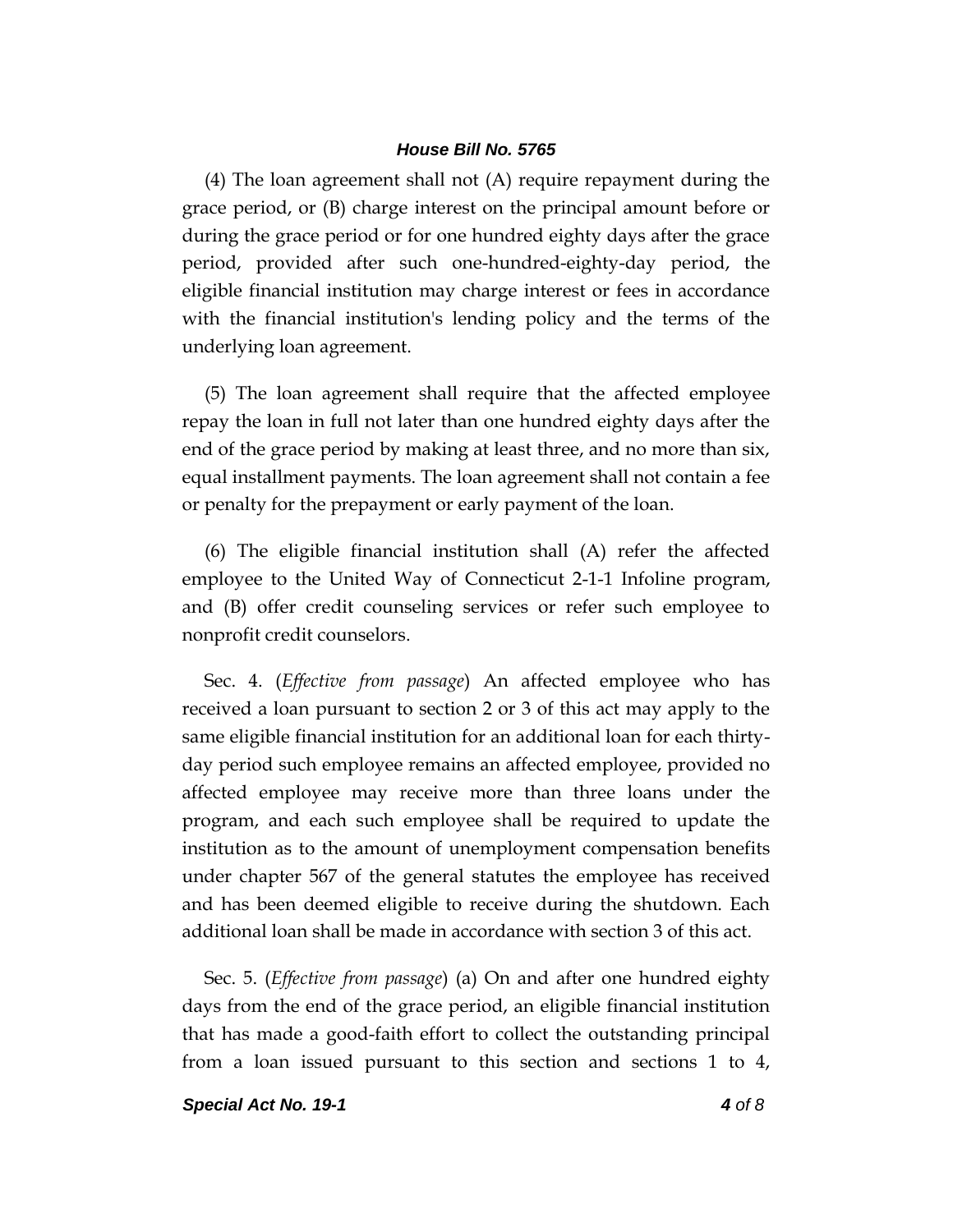(4) The loan agreement shall not (A) require repayment during the grace period, or (B) charge interest on the principal amount before or during the grace period or for one hundred eighty days after the grace period, provided after such one-hundred-eighty-day period, the eligible financial institution may charge interest or fees in accordance with the financial institution's lending policy and the terms of the underlying loan agreement.

(5) The loan agreement shall require that the affected employee repay the loan in full not later than one hundred eighty days after the end of the grace period by making at least three, and no more than six, equal installment payments. The loan agreement shall not contain a fee or penalty for the prepayment or early payment of the loan.

(6) The eligible financial institution shall (A) refer the affected employee to the United Way of Connecticut 2-1-1 Infoline program, and (B) offer credit counseling services or refer such employee to nonprofit credit counselors.

Sec. 4. (*Effective from passage*) An affected employee who has received a loan pursuant to section 2 or 3 of this act may apply to the same eligible financial institution for an additional loan for each thirty-day period such employee remains an affected employee, provided no affected employee may receive more than three loans under the program, and each such employee shall be required to update the institution as to the amount of unemployment compensation benefits under chapter 567 of the general statutes the employee has received and has been deemed eligible to receive during the shutdown. Each additional loan shall be made in accordance with section 3 of this act.

Sec. 5. (*Effective from passage*) (a) On and after one hundred eighty days from the end of the grace period, an eligible financial institution that has made a good-faith effort to collect the outstanding principal from a loan issued pursuant to this section and sections 1 to 4,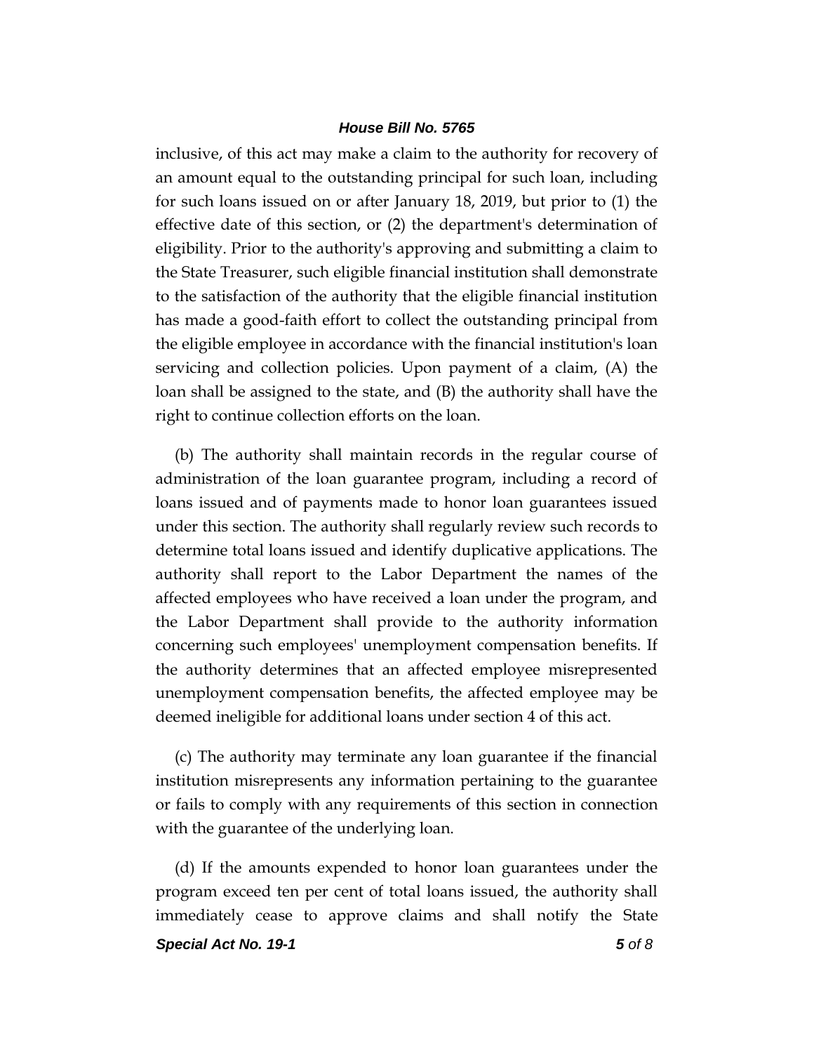inclusive, of this act may make a claim to the authority for recovery of an amount equal to the outstanding principal for such loan, including for such loans issued on or after January 18, 2019, but prior to (1) the effective date of this section, or (2) the department's determination of eligibility. Prior to the authority's approving and submitting a claim to the State Treasurer, such eligible financial institution shall demonstrate to the satisfaction of the authority that the eligible financial institution has made a good-faith effort to collect the outstanding principal from the eligible employee in accordance with the financial institution's loan servicing and collection policies. Upon payment of a claim, (A) the loan shall be assigned to the state, and (B) the authority shall have the right to continue collection efforts on the loan.

(b) The authority shall maintain records in the regular course of administration of the loan guarantee program, including a record of loans issued and of payments made to honor loan guarantees issued under this section. The authority shall regularly review such records to determine total loans issued and identify duplicative applications. The authority shall report to the Labor Department the names of the affected employees who have received a loan under the program, and the Labor Department shall provide to the authority information concerning such employees' unemployment compensation benefits. If the authority determines that an affected employee misrepresented unemployment compensation benefits, the affected employee may be deemed ineligible for additional loans under section 4 of this act.

(c) The authority may terminate any loan guarantee if the financial institution misrepresents any information pertaining to the guarantee or fails to comply with any requirements of this section in connection with the guarantee of the underlying loan.

(d) If the amounts expended to honor loan guarantees under the program exceed ten per cent of total loans issued, the authority shall immediately cease to approve claims and shall notify the State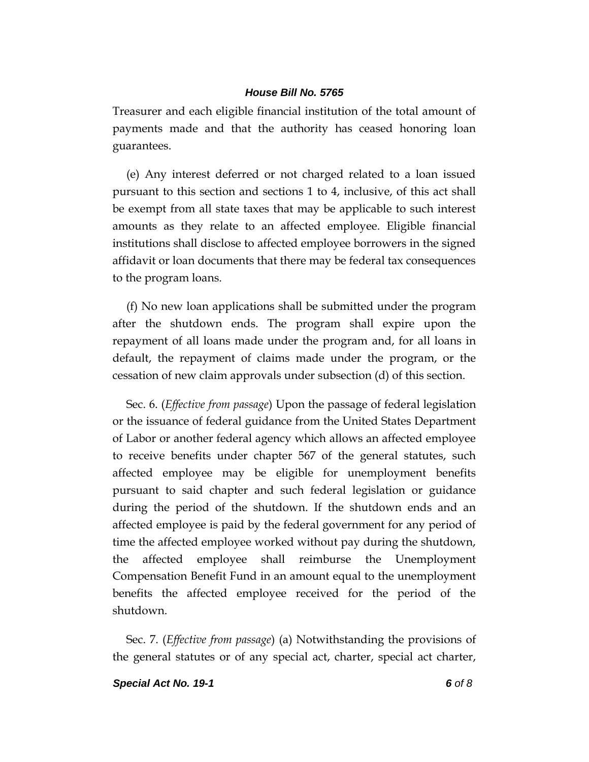Treasurer and each eligible financial institution of the total amount of payments made and that the authority has ceased honoring loan guarantees.

(e) Any interest deferred or not charged related to a loan issued pursuant to this section and sections 1 to 4, inclusive, of this act shall be exempt from all state taxes that may be applicable to such interest amounts as they relate to an affected employee. Eligible financial institutions shall disclose to affected employee borrowers in the signed affidavit or loan documents that there may be federal tax consequences to the program loans.

(f) No new loan applications shall be submitted under the program after the shutdown ends. The program shall expire upon the repayment of all loans made under the program and, for all loans in default, the repayment of claims made under the program, or the cessation of new claim approvals under subsection (d) of this section.

Sec. 6. (*Effective from passage*) Upon the passage of federal legislation or the issuance of federal guidance from the United States Department of Labor or another federal agency which allows an affected employee to receive benefits under chapter 567 of the general statutes, such affected employee may be eligible for unemployment benefits pursuant to said chapter and such federal legislation or guidance during the period of the shutdown. If the shutdown ends and an affected employee is paid by the federal government for any period of time the affected employee worked without pay during the shutdown, the affected employee shall reimburse the Unemployment Compensation Benefit Fund in an amount equal to the unemployment benefits the affected employee received for the period of the shutdown.

Sec. 7. (*Effective from passage*) (a) Notwithstanding the provisions of the general statutes or of any special act, charter, special act charter,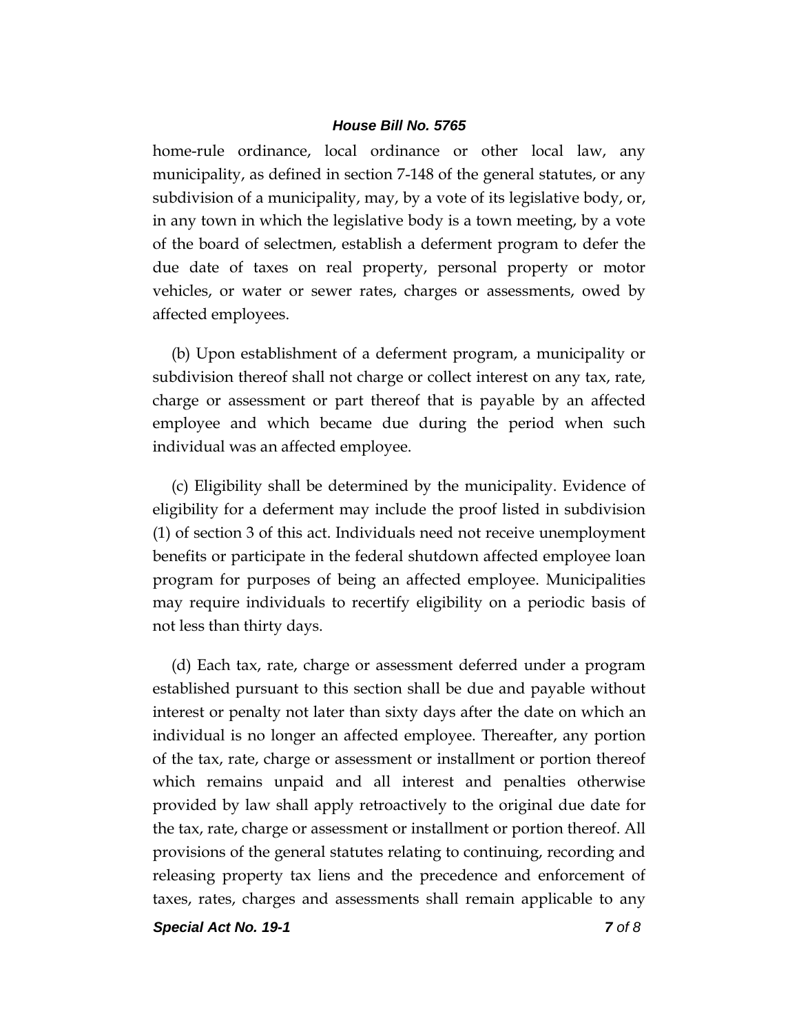home-rule ordinance, local ordinance or other local law, any municipality, as defined in section 7-148 of the general statutes, or any subdivision of a municipality, may, by a vote of its legislative body, or, in any town in which the legislative body is a town meeting, by a vote of the board of selectmen, establish a deferment program to defer the due date of taxes on real property, personal property or motor vehicles, or water or sewer rates, charges or assessments, owed by affected employees.

(b) Upon establishment of a deferment program, a municipality or subdivision thereof shall not charge or collect interest on any tax, rate, charge or assessment or part thereof that is payable by an affected employee and which became due during the period when such individual was an affected employee.

(c) Eligibility shall be determined by the municipality. Evidence of eligibility for a deferment may include the proof listed in subdivision (1) of section 3 of this act. Individuals need not receive unemployment benefits or participate in the federal shutdown affected employee loan program for purposes of being an affected employee. Municipalities may require individuals to recertify eligibility on a periodic basis of not less than thirty days.

(d) Each tax, rate, charge or assessment deferred under a program established pursuant to this section shall be due and payable without interest or penalty not later than sixty days after the date on which an individual is no longer an affected employee. Thereafter, any portion of the tax, rate, charge or assessment or installment or portion thereof which remains unpaid and all interest and penalties otherwise provided by law shall apply retroactively to the original due date for the tax, rate, charge or assessment or installment or portion thereof. All provisions of the general statutes relating to continuing, recording and releasing property tax liens and the precedence and enforcement of taxes, rates, charges and assessments shall remain applicable to any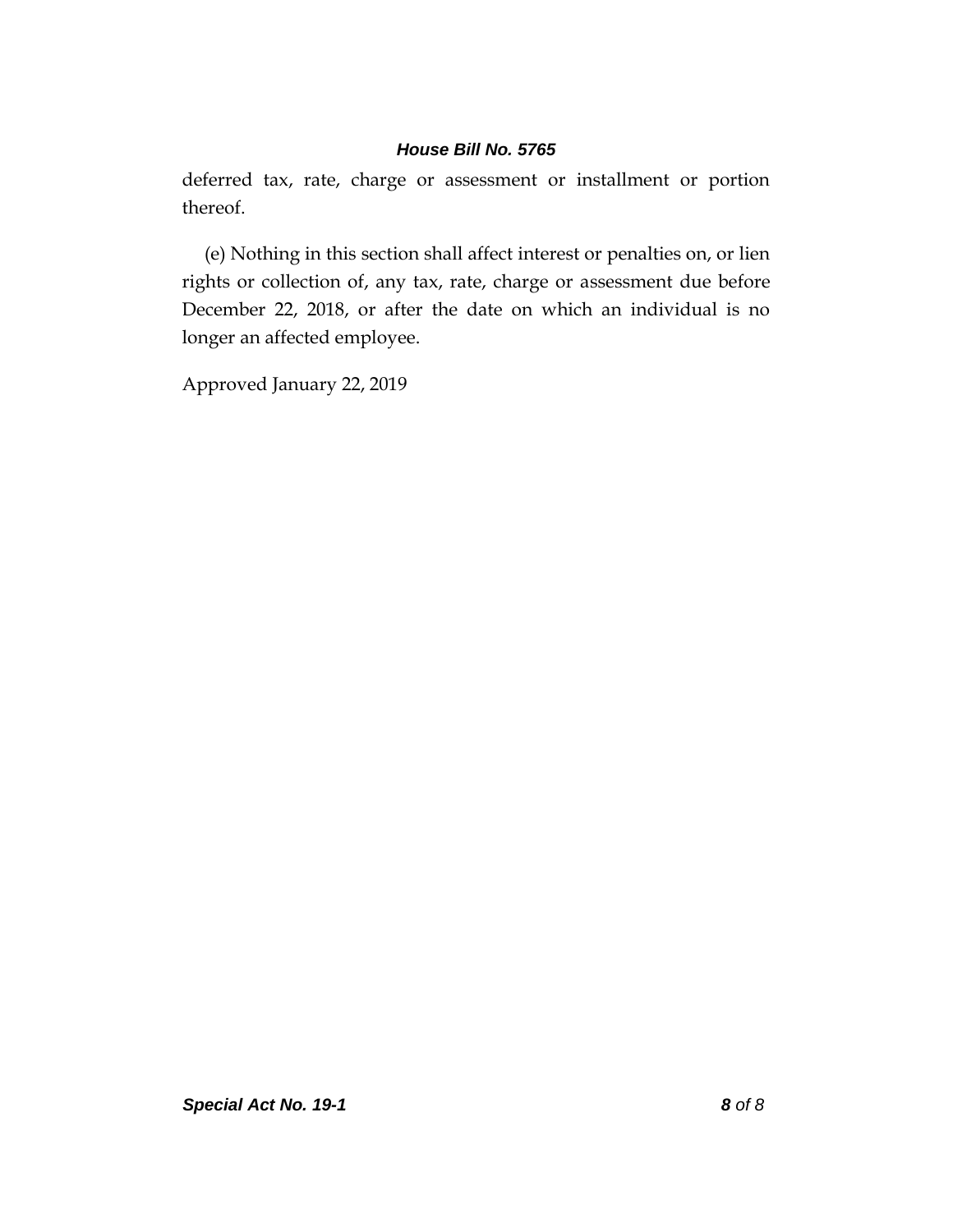deferred tax, rate, charge or assessment or installment or portion thereof.

(e) Nothing in this section shall affect interest or penalties on, or lien rights or collection of, any tax, rate, charge or assessment due before December 22, 2018, or after the date on which an individual is no longer an affected employee.

Approved January 22, 2019